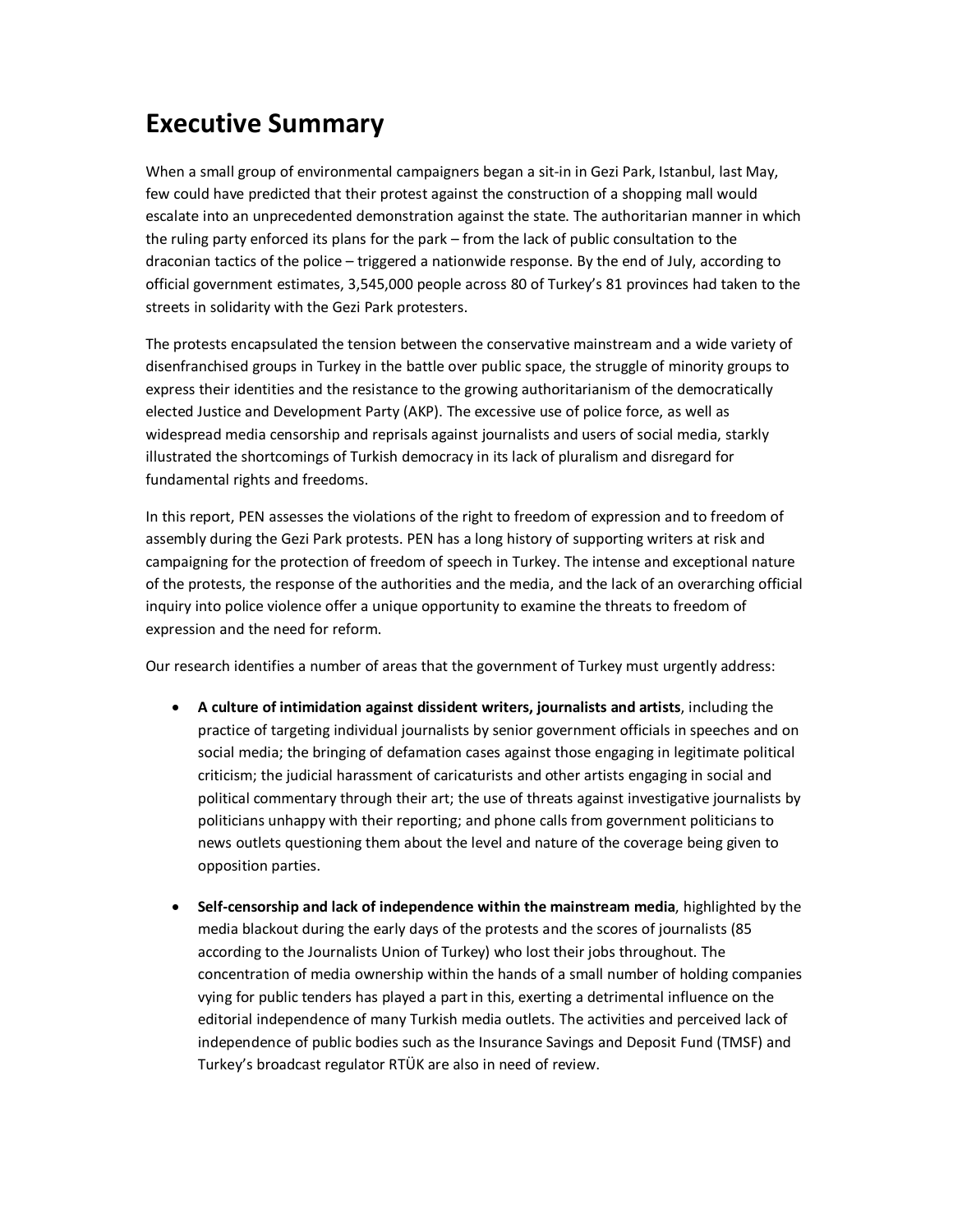# Executive Summary

When a small group of environmental campaigners began a sit-in in Gezi Park, Istanbul, last May, few could have predicted that their protest against the construction of a shopping mall would escalate into an unprecedented demonstration against the state. The authoritarian manner in which the ruling party enforced its plans for the park – from the lack of public consultation to the draconian tactics of the police – triggered a nationwide response. By the end of July, according to official government estimates, 3,545,000 people across 80 of Turkey's 81 provinces had taken to the streets in solidarity with the Gezi Park protesters.

The protests encapsulated the tension between the conservative mainstream and a wide variety of disenfranchised groups in Turkey in the battle over public space, the struggle of minority groups to express their identities and the resistance to the growing authoritarianism of the democratically elected Justice and Development Party (AKP). The excessive use of police force, as well as widespread media censorship and reprisals against journalists and users of social media, starkly illustrated the shortcomings of Turkish democracy in its lack of pluralism and disregard for fundamental rights and freedoms.

In this report, PEN assesses the violations of the right to freedom of expression and to freedom of assembly during the Gezi Park protests. PEN has a long history of supporting writers at risk and campaigning for the protection of freedom of speech in Turkey. The intense and exceptional nature of the protests, the response of the authorities and the media, and the lack of an overarching official inquiry into police violence offer a unique opportunity to examine the threats to freedom of expression and the need for reform.

Our research identifies a number of areas that the government of Turkey must urgently address:

- **A culture of intimidation against dissident writers, journalists and artists**, including the practice of targeting individual journalists by senior government officials in speeches and on social media; the bringing of defamation cases against those engaging in legitimate political criticism; the judicial harassment of caricaturists and other artists engaging in social and political commentary through their art; the use of threats against investigative journalists by politicians unhappy with their reporting; and phone calls from government politicians to news outlets questioning them about the level and nature of the coverage being given to opposition parties.

- **Self-censorship and lack of independence within the mainstream media**, highlighted by the media blackout during the early days of the protests and the scores of journalists (85 according to the Journalists Union of Turkey) who lost their jobs throughout. The concentration of media ownership within the hands of a small number of holding companies vying for public tenders has played a part in this, exerting a detrimental influence on the editorial independence of many Turkish media outlets. The activities and perceived lack of independence of public bodies such as the Insurance Savings and Deposit Fund (TMSF) and Turkey's broadcast regulator RTÜK are also in need of review.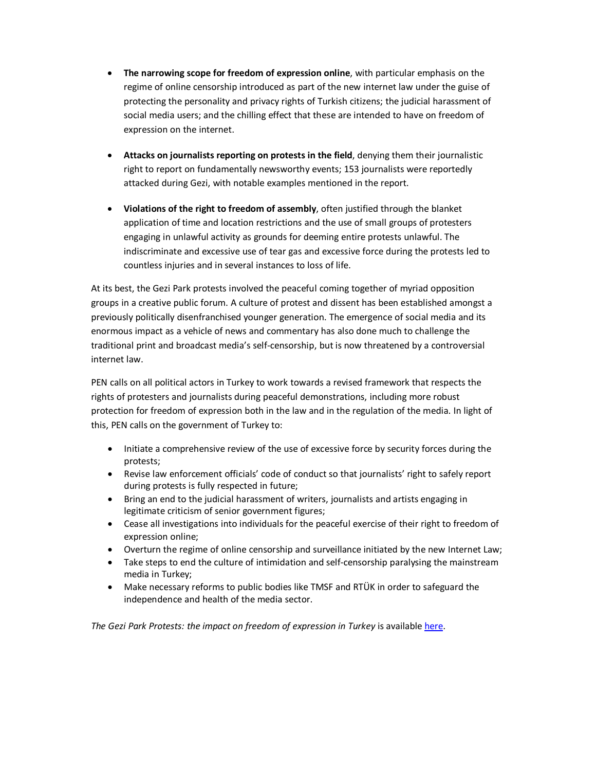- **The narrowing scope for freedom of expression online**, with particular emphasis on the regime of online censorship introduced as part of the new internet law under the guise of protecting the personality and privacy rights of Turkish citizens; the judicial harassment of social media users; and the chilling effect that these are intended to have on freedom of expression on the internet.

- **Attacks on journalists reporting on protests in the field**, denying them their journalistic right to report on fundamentally newsworthy events; 153 journalists were reportedly attacked during Gezi, with notable examples mentioned in the report.

- **Violations of the right to freedom of assembly**, often justified through the blanket application of time and location restrictions and the use of small groups of protesters engaging in unlawful activity as grounds for deeming entire protests unlawful. The indiscriminate and excessive use of tear gas and excessive force during the protests led to countless injuries and in several instances to loss of life.

At its best, the Gezi Park protests involved the peaceful coming together of myriad opposition groups in a creative public forum. A culture of protest and dissent has been established amongst a previously politically disenfranchised younger generation. The emergence of social media and its enormous impact as a vehicle of news and commentary has also done much to challenge the traditional print and broadcast media's self-censorship, but is now threatened by a controversial internet law.

PEN calls on all political actors in Turkey to work towards a revised framework that respects the rights of protesters and journalists during peaceful demonstrations, including more robust protection for freedom of expression both in the law and in the regulation of the media. In light of this, PEN calls on the government of Turkey to:

- Initiate a comprehensive review of the use of excessive force by security forces during the protests;
- Revise law enforcement officials' code of conduct so that journalists' right to safely report during protests is fully respected in future;
- Bring an end to the judicial harassment of writers, journalists and artists engaging in legitimate criticism of senior government figures;
- Cease all investigations into individuals for the peaceful exercise of their right to freedom of expression online;
- Overturn the regime of online censorship and surveillance initiated by the new Internet Law;
- Take steps to end the culture of intimidation and self-censorship paralysing the mainstream media in Turkey;
- Make necessary reforms to public bodies like TMSF and RTÜK in order to safeguard the independence and health of the media sector.

*The Gezi Park Protests: the impact on freedom of expression in Turkey* is available here.